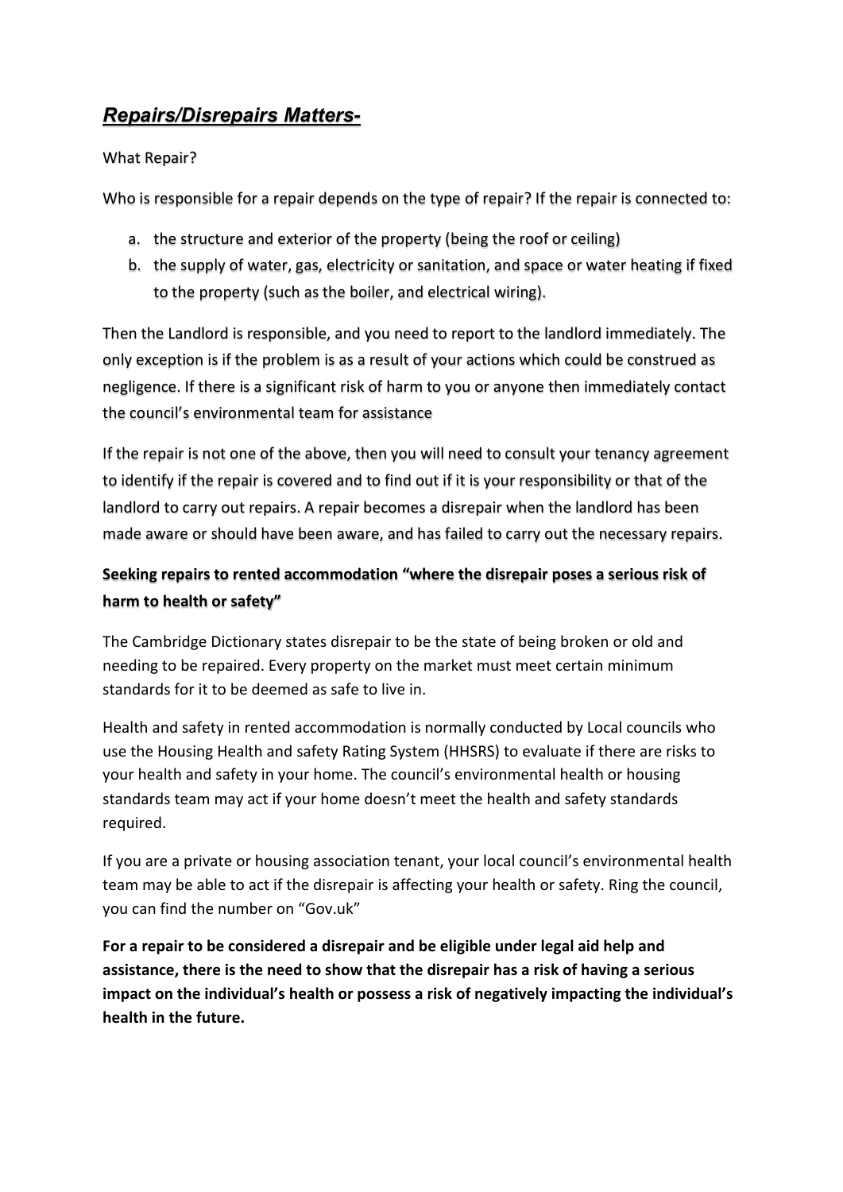## ***Repairs/Disrepairs Matters-***

What Repair?

Who is responsible for a repair depends on the type of repair? If the repair is connected to:

a. the structure and exterior of the property (being the roof or ceiling)
b. the supply of water, gas, electricity or sanitation, and space or water heating if fixed to the property (such as the boiler, and electrical wiring).

Then the Landlord is responsible, and you need to report to the landlord immediately. The only exception is if the problem is as a result of your actions which could be construed as negligence. If there is a significant risk of harm to you or anyone then immediately contact the council's environmental team for assistance

If the repair is not one of the above, then you will need to consult your tenancy agreement to identify if the repair is covered and to find out if it is your responsibility or that of the landlord to carry out repairs. A repair becomes a disrepair when the landlord has been made aware or should have been aware, and has failed to carry out the necessary repairs.

### Seeking repairs to rented accommodation "where the disrepair poses a serious risk of harm to health or safety"

The Cambridge Dictionary states disrepair to be the state of being broken or old and needing to be repaired. Every property on the market must meet certain minimum standards for it to be deemed as safe to live in.

Health and safety in rented accommodation is normally conducted by Local councils who use the Housing Health and safety Rating System (HHSRS) to evaluate if there are risks to your health and safety in your home. The council's environmental health or housing standards team may act if your home doesn't meet the health and safety standards required.

If you are a private or housing association tenant, your local council's environmental health team may be able to act if the disrepair is affecting your health or safety. Ring the council, you can find the number on "Gov.uk"

**For a repair to be considered a disrepair and be eligible under legal aid help and assistance, there is the need to show that the disrepair has a risk of having a serious impact on the individual's health or possess a risk of negatively impacting the individual's health in the future.**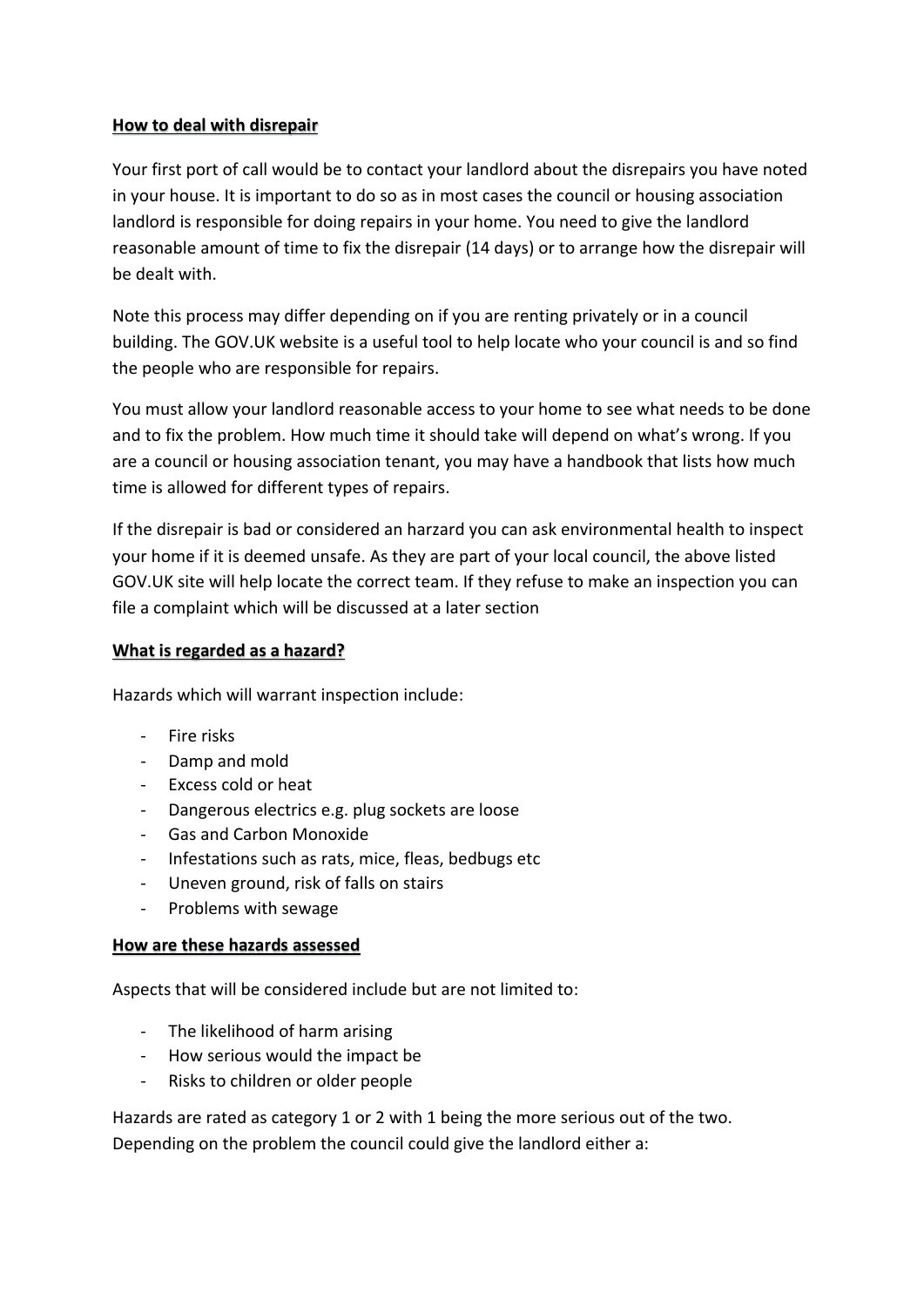**How to deal with disrepair**

Your first port of call would be to contact your landlord about the disrepairs you have noted in your house. It is important to do so as in most cases the council or housing association landlord is responsible for doing repairs in your home. You need to give the landlord reasonable amount of time to fix the disrepair (14 days) or to arrange how the disrepair will be dealt with.

Note this process may differ depending on if you are renting privately or in a council building. The GOV.UK website is a useful tool to help locate who your council is and so find the people who are responsible for repairs.

You must allow your landlord reasonable access to your home to see what needs to be done and to fix the problem. How much time it should take will depend on what's wrong. If you are a council or housing association tenant, you may have a handbook that lists how much time is allowed for different types of repairs.

If the disrepair is bad or considered an harzard you can ask environmental health to inspect your home if it is deemed unsafe. As they are part of your local council, the above listed GOV.UK site will help locate the correct team. If they refuse to make an inspection you can file a complaint which will be discussed at a later section

**What is regarded as a hazard?**

Hazards which will warrant inspection include:

- Fire risks
- Damp and mold
- Excess cold or heat
- Dangerous electrics e.g. plug sockets are loose
- Gas and Carbon Monoxide
- Infestations such as rats, mice, fleas, bedbugs etc
- Uneven ground, risk of falls on stairs
- Problems with sewage

**How are these hazards assessed**

Aspects that will be considered include but are not limited to:

- The likelihood of harm arising
- How serious would the impact be
- Risks to children or older people

Hazards are rated as category 1 or 2 with 1 being the more serious out of the two. Depending on the problem the council could give the landlord either a: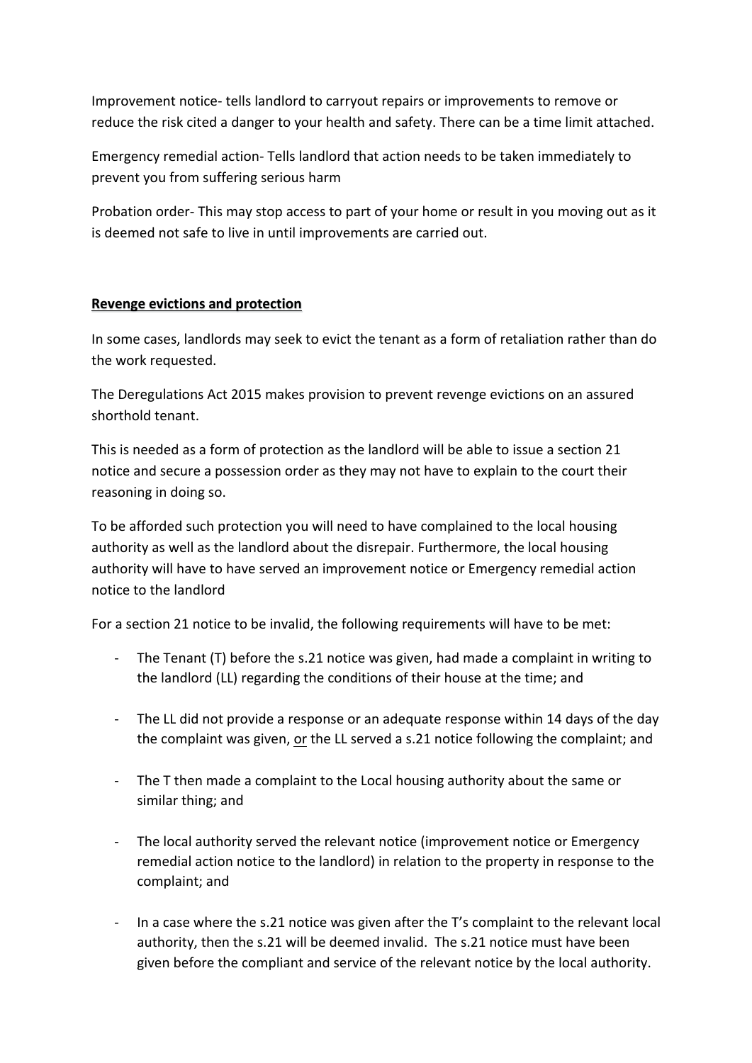Improvement notice- tells landlord to carryout repairs or improvements to remove or reduce the risk cited a danger to your health and safety. There can be a time limit attached.

Emergency remedial action- Tells landlord that action needs to be taken immediately to prevent you from suffering serious harm

Probation order- This may stop access to part of your home or result in you moving out as it is deemed not safe to live in until improvements are carried out.

**Revenge evictions and protection**

In some cases, landlords may seek to evict the tenant as a form of retaliation rather than do the work requested.

The Deregulations Act 2015 makes provision to prevent revenge evictions on an assured shorthold tenant.

This is needed as a form of protection as the landlord will be able to issue a section 21 notice and secure a possession order as they may not have to explain to the court their reasoning in doing so.

To be afforded such protection you will need to have complained to the local housing authority as well as the landlord about the disrepair. Furthermore, the local housing authority will have to have served an improvement notice or Emergency remedial action notice to the landlord

For a section 21 notice to be invalid, the following requirements will have to be met:

- The Tenant (T) before the s.21 notice was given, had made a complaint in writing to the landlord (LL) regarding the conditions of their house at the time; and
- The LL did not provide a response or an adequate response within 14 days of the day the complaint was given, <u>or</u> the LL served a s.21 notice following the complaint; and
- The T then made a complaint to the Local housing authority about the same or similar thing; and
- The local authority served the relevant notice (improvement notice or Emergency remedial action notice to the landlord) in relation to the property in response to the complaint; and
- In a case where the s.21 notice was given after the T's complaint to the relevant local authority, then the s.21 will be deemed invalid. The s.21 notice must have been given before the compliant and service of the relevant notice by the local authority.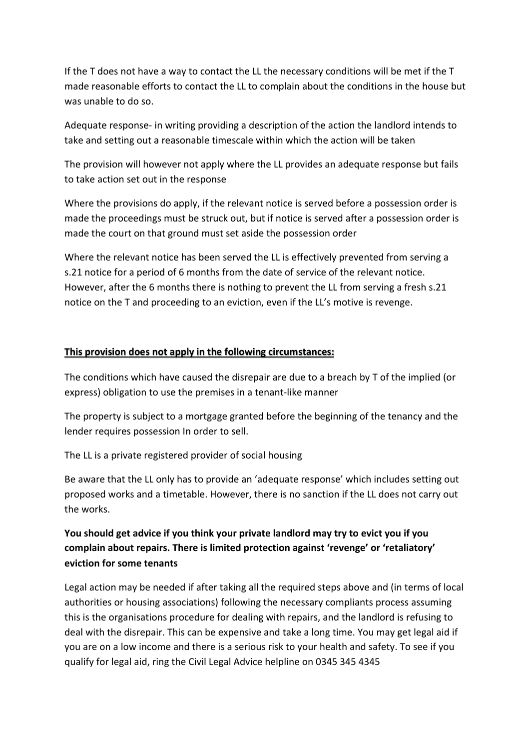If the T does not have a way to contact the LL the necessary conditions will be met if the T made reasonable efforts to contact the LL to complain about the conditions in the house but was unable to do so.

Adequate response- in writing providing a description of the action the landlord intends to take and setting out a reasonable timescale within which the action will be taken

The provision will however not apply where the LL provides an adequate response but fails to take action set out in the response

Where the provisions do apply, if the relevant notice is served before a possession order is made the proceedings must be struck out, but if notice is served after a possession order is made the court on that ground must set aside the possession order

Where the relevant notice has been served the LL is effectively prevented from serving a s.21 notice for a period of 6 months from the date of service of the relevant notice. However, after the 6 months there is nothing to prevent the LL from serving a fresh s.21 notice on the T and proceeding to an eviction, even if the LL's motive is revenge.

**<u>This provision does not apply in the following circumstances:</u>**

The conditions which have caused the disrepair are due to a breach by T of the implied (or express) obligation to use the premises in a tenant-like manner

The property is subject to a mortgage granted before the beginning of the tenancy and the lender requires possession In order to sell.

The LL is a private registered provider of social housing

Be aware that the LL only has to provide an 'adequate response' which includes setting out proposed works and a timetable. However, there is no sanction if the LL does not carry out the works.

**You should get advice if you think your private landlord may try to evict you if you complain about repairs. There is limited protection against 'revenge' or 'retaliatory' eviction for some tenants**

Legal action may be needed if after taking all the required steps above and (in terms of local authorities or housing associations) following the necessary compliants process assuming this is the organisations procedure for dealing with repairs, and the landlord is refusing to deal with the disrepair. This can be expensive and take a long time. You may get legal aid if you are on a low income and there is a serious risk to your health and safety. To see if you qualify for legal aid, ring the Civil Legal Advice helpline on 0345 345 4345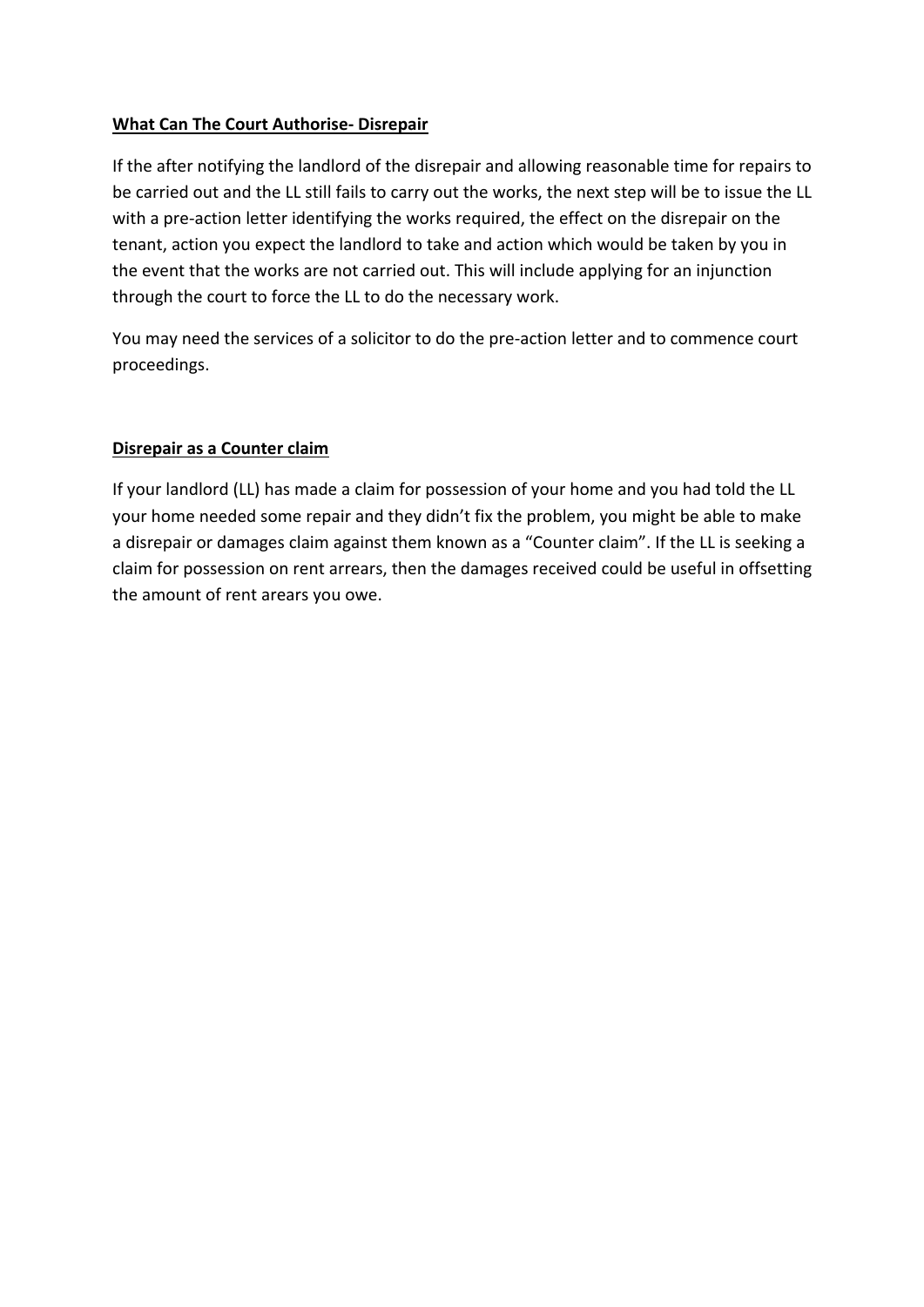**What Can The Court Authorise- Disrepair**

If the after notifying the landlord of the disrepair and allowing reasonable time for repairs to be carried out and the LL still fails to carry out the works, the next step will be to issue the LL with a pre-action letter identifying the works required, the effect on the disrepair on the tenant, action you expect the landlord to take and action which would be taken by you in the event that the works are not carried out. This will include applying for an injunction through the court to force the LL to do the necessary work.

You may need the services of a solicitor to do the pre-action letter and to commence court proceedings.

**Disrepair as a Counter claim**

If your landlord (LL) has made a claim for possession of your home and you had told the LL your home needed some repair and they didn't fix the problem, you might be able to make a disrepair or damages claim against them known as a "Counter claim". If the LL is seeking a claim for possession on rent arrears, then the damages received could be useful in offsetting the amount of rent arears you owe.